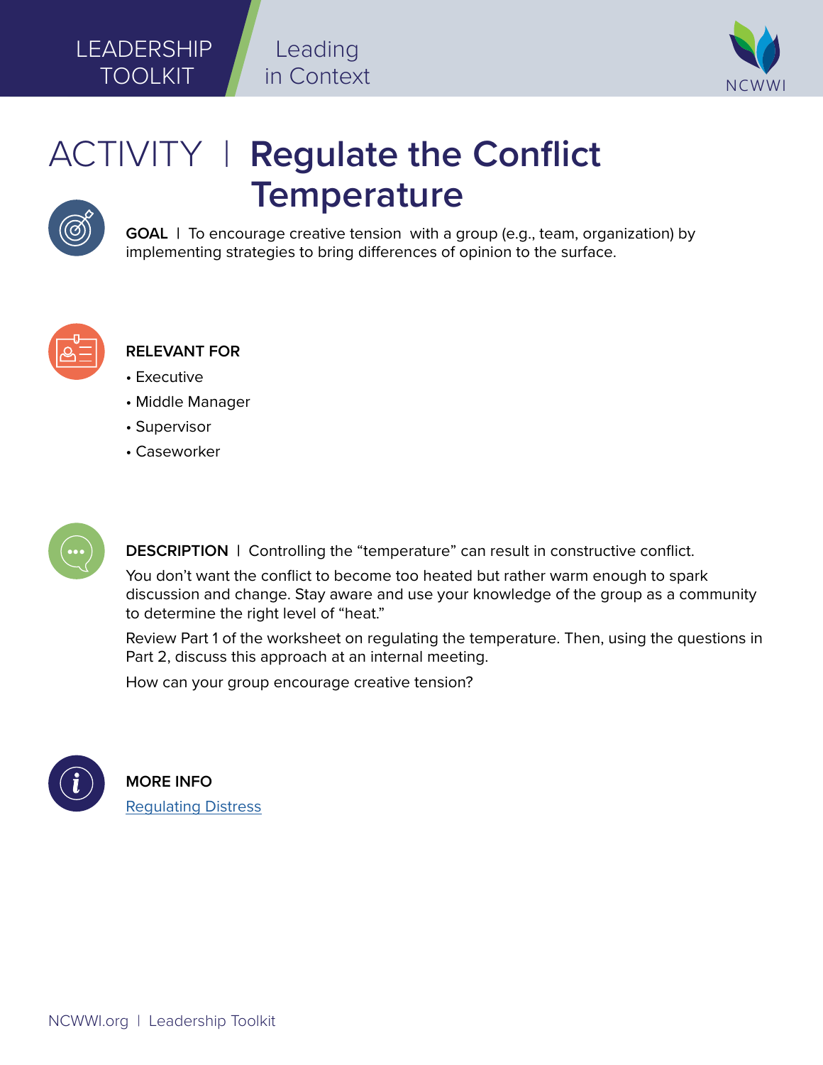LEADERSHIP TOOLKIT | Leading in Context

# ACTIVITY | Regulate the Conflict Temperature

**GOAL** | To encourage creative tension with a group (e.g., team, organization) by implementing strategies to bring differences of opinion to the surface.

**RELEVANT FOR**

- Executive
- Middle Manager
- Supervisor
- Caseworker

**DESCRIPTION** | Controlling the “temperature” can result in constructive conflict.

You don’t want the conflict to become too heated but rather warm enough to spark discussion and change. Stay aware and use your knowledge of the group as a community to determine the right level of “heat.”

Review Part 1 of the worksheet on regulating the temperature. Then, using the questions in Part 2, discuss this approach at an internal meeting.

How can your group encourage creative tension?

**MORE INFO**

Regulating Distress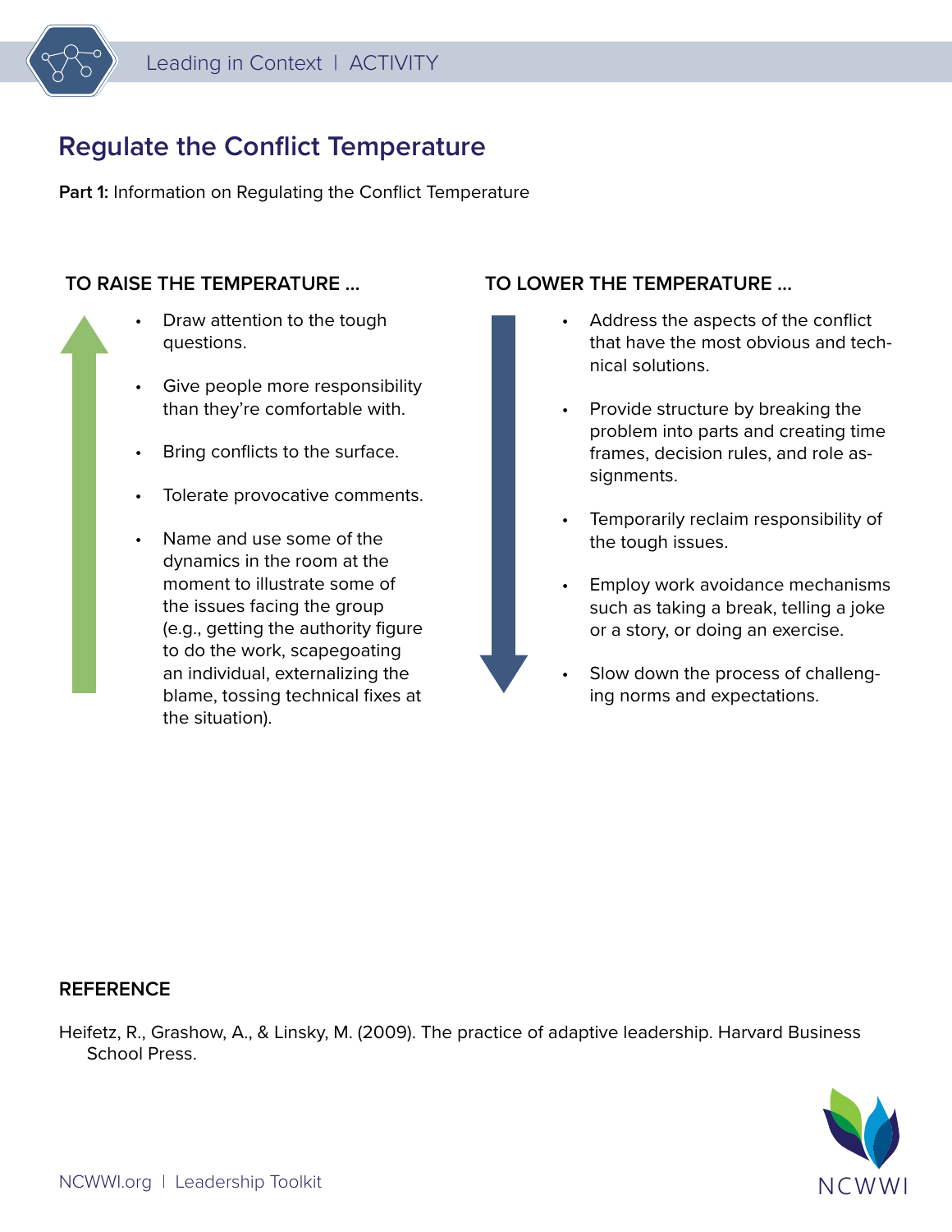# Regulate the Conflict Temperature

**Part 1:** Information on Regulating the Conflict Temperature

### TO RAISE THE TEMPERATURE ...

- Draw attention to the tough questions.
- Give people more responsibility than they're comfortable with.
- Bring conflicts to the surface.
- Tolerate provocative comments.
- Name and use some of the dynamics in the room at the moment to illustrate some of the issues facing the group (e.g., getting the authority figure to do the work, scapegoating an individual, externalizing the blame, tossing technical fixes at the situation).

### TO LOWER THE TEMPERATURE ...

- Address the aspects of the conflict that have the most obvious and technical solutions.
- Provide structure by breaking the problem into parts and creating time frames, decision rules, and role assignments.
- Temporarily reclaim responsibility of the tough issues.
- Employ work avoidance mechanisms such as taking a break, telling a joke or a story, or doing an exercise.
- Slow down the process of challenging norms and expectations.

### REFERENCE

Heifetz, R., Grashow, A., & Linsky, M. (2009). The practice of adaptive leadership. Harvard Business School Press.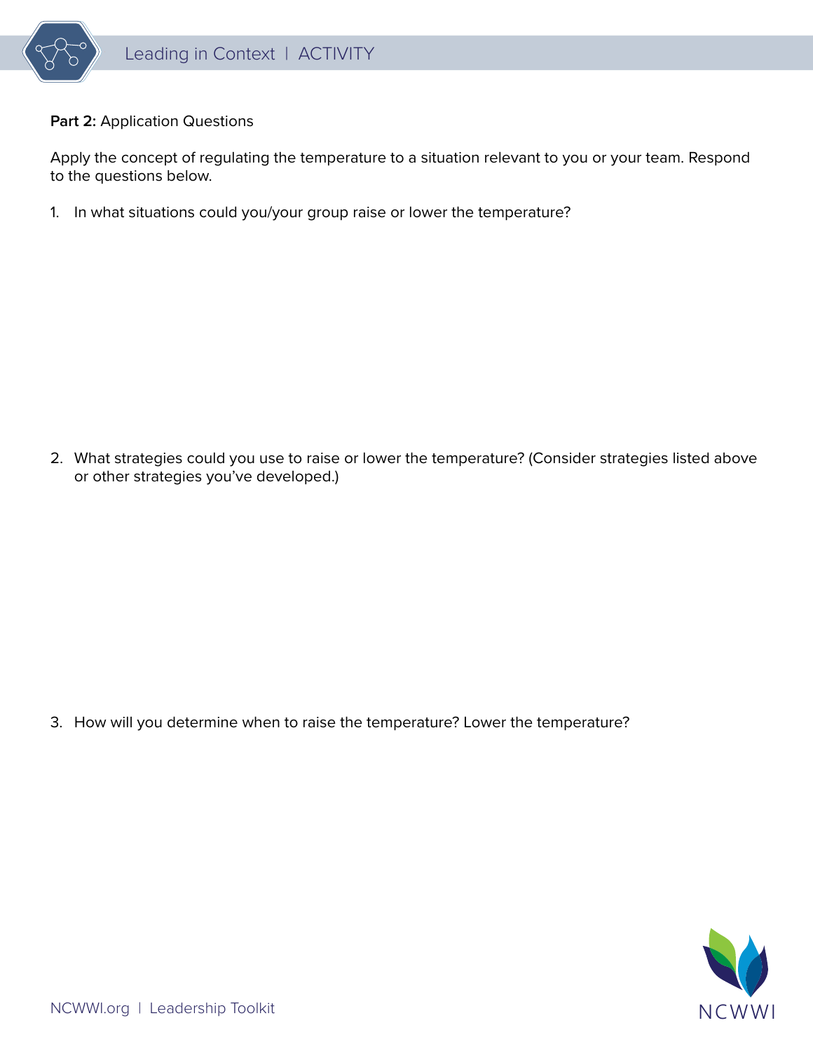**Part 2:** Application Questions

Apply the concept of regulating the temperature to a situation relevant to you or your team. Respond to the questions below.

1. In what situations could you/your group raise or lower the temperature?

2. What strategies could you use to raise or lower the temperature? (Consider strategies listed above or other strategies you've developed.)

3. How will you determine when to raise the temperature? Lower the temperature?